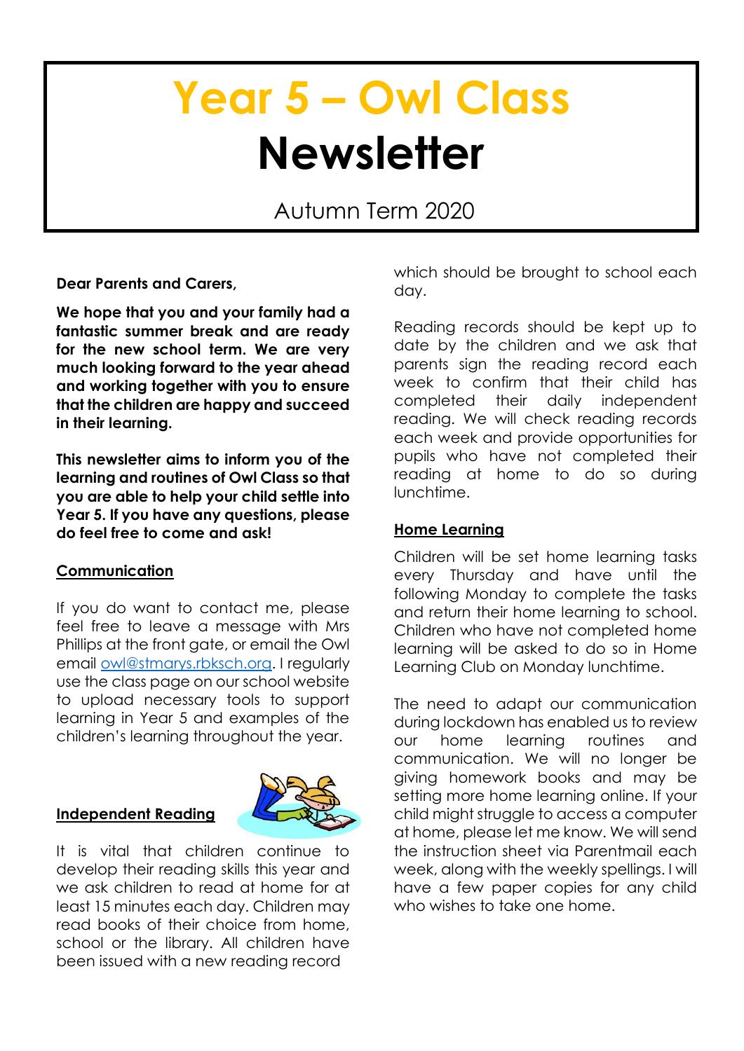# Year 5 – Owl Class
# Newsletter

Autumn Term 2020

**Dear Parents and Carers,**

**We hope that you and your family had a fantastic summer break and are ready for the new school term. We are very much looking forward to the year ahead and working together with you to ensure that the children are happy and succeed in their learning.**

**This newsletter aims to inform you of the learning and routines of Owl Class so that you are able to help your child settle into Year 5. If you have any questions, please do feel free to come and ask!**

## Communication

If you do want to contact me, please feel free to leave a message with Mrs Phillips at the front gate, or email the Owl email owl@stmarys.rbksch.org. I regularly use the class page on our school website to upload necessary tools to support learning in Year 5 and examples of the children's learning throughout the year.

## Independent Reading

It is vital that children continue to develop their reading skills this year and we ask children to read at home for at least 15 minutes each day. Children may read books of their choice from home, school or the library. All children have been issued with a new reading record which should be brought to school each day.

Reading records should be kept up to date by the children and we ask that parents sign the reading record each week to confirm that their child has completed their daily independent reading. We will check reading records each week and provide opportunities for pupils who have not completed their reading at home to do so during lunchtime.

## Home Learning

Children will be set home learning tasks every Thursday and have until the following Monday to complete the tasks and return their home learning to school. Children who have not completed home learning will be asked to do so in Home Learning Club on Monday lunchtime.

The need to adapt our communication during lockdown has enabled us to review our home learning routines and communication. We will no longer be giving homework books and may be setting more home learning online. If your child might struggle to access a computer at home, please let me know. We will send the instruction sheet via Parentmail each week, along with the weekly spellings. I will have a few paper copies for any child who wishes to take one home.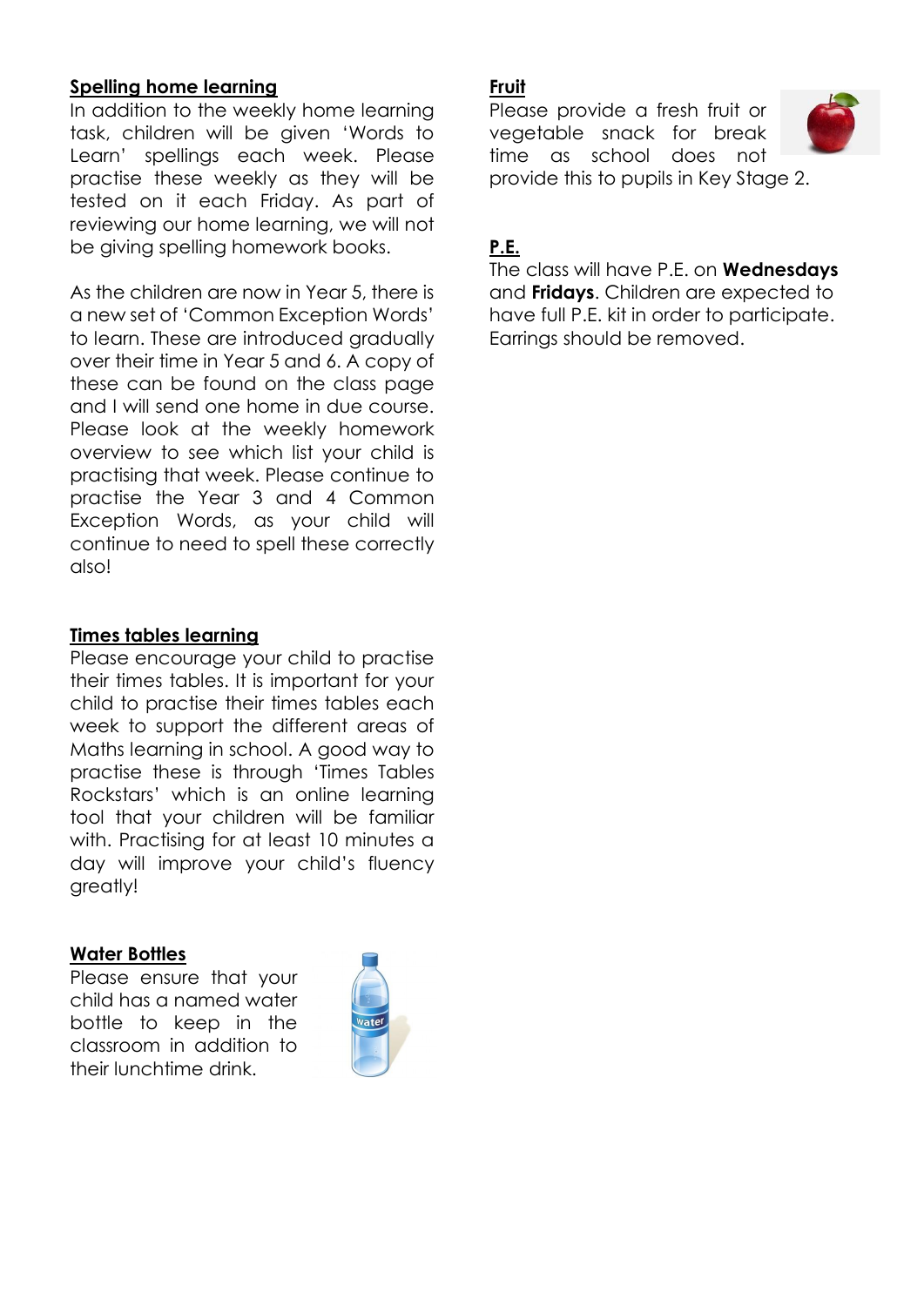## Spelling home learning

In addition to the weekly home learning task, children will be given 'Words to Learn' spellings each week. Please practise these weekly as they will be tested on it each Friday. As part of reviewing our home learning, we will not be giving spelling homework books.

As the children are now in Year 5, there is a new set of 'Common Exception Words' to learn. These are introduced gradually over their time in Year 5 and 6. A copy of these can be found on the class page and I will send one home in due course. Please look at the weekly homework overview to see which list your child is practising that week. Please continue to practise the Year 3 and 4 Common Exception Words, as your child will continue to need to spell these correctly also!

## Times tables learning

Please encourage your child to practise their times tables. It is important for your child to practise their times tables each week to support the different areas of Maths learning in school. A good way to practise these is through 'Times Tables Rockstars' which is an online learning tool that your children will be familiar with. Practising for at least 10 minutes a day will improve your child's fluency greatly!

## Water Bottles

Please ensure that your child has a named water bottle to keep in the classroom in addition to their lunchtime drink.

## Fruit

Please provide a fresh fruit or vegetable snack for break time as school does not provide this to pupils in Key Stage 2.

## P.E.

The class will have P.E. on **Wednesdays** and **Fridays**. Children are expected to have full P.E. kit in order to participate. Earrings should be removed.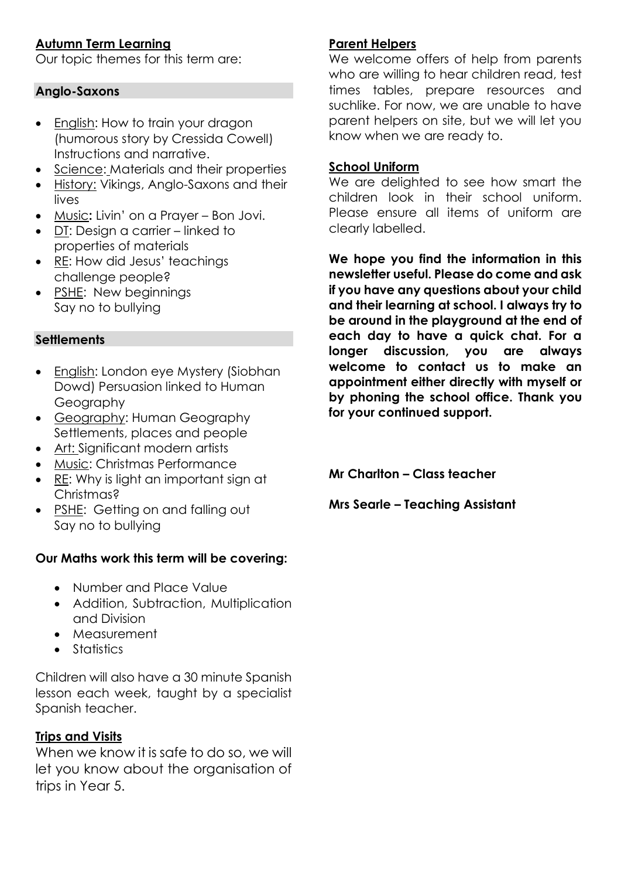## Autumn Term Learning

Our topic themes for this term are:

### Anglo-Saxons

- English: How to train your dragon (humorous story by Cressida Cowell) Instructions and narrative.
- Science: Materials and their properties
- History: Vikings, Anglo-Saxons and their lives
- Music**:** Livin' on a Prayer – Bon Jovi.
- DT: Design a carrier – linked to properties of materials
- RE: How did Jesus' teachings challenge people?
- PSHE: New beginnings Say no to bullying

### Settlements

- English: London eye Mystery (Siobhan Dowd) Persuasion linked to Human Geography
- Geography: Human Geography Settlements, places and people
- Art: Significant modern artists
- Music: Christmas Performance
- RE: Why is light an important sign at Christmas?
- PSHE: Getting on and falling out Say no to bullying

**Our Maths work this term will be covering:**

- Number and Place Value
- Addition, Subtraction, Multiplication and Division
- Measurement
- Statistics

Children will also have a 30 minute Spanish lesson each week, taught by a specialist Spanish teacher.

## Trips and Visits

When we know it is safe to do so, we will let you know about the organisation of trips in Year 5.

## Parent Helpers

We welcome offers of help from parents who are willing to hear children read, test times tables, prepare resources and suchlike. For now, we are unable to have parent helpers on site, but we will let you know when we are ready to.

## School Uniform

We are delighted to see how smart the children look in their school uniform. Please ensure all items of uniform are clearly labelled.

**We hope you find the information in this newsletter useful. Please do come and ask if you have any questions about your child and their learning at school. I always try to be around in the playground at the end of each day to have a quick chat. For a longer discussion, you are always welcome to contact us to make an appointment either directly with myself or by phoning the school office. Thank you for your continued support.**

**Mr Charlton – Class teacher**

**Mrs Searle – Teaching Assistant**